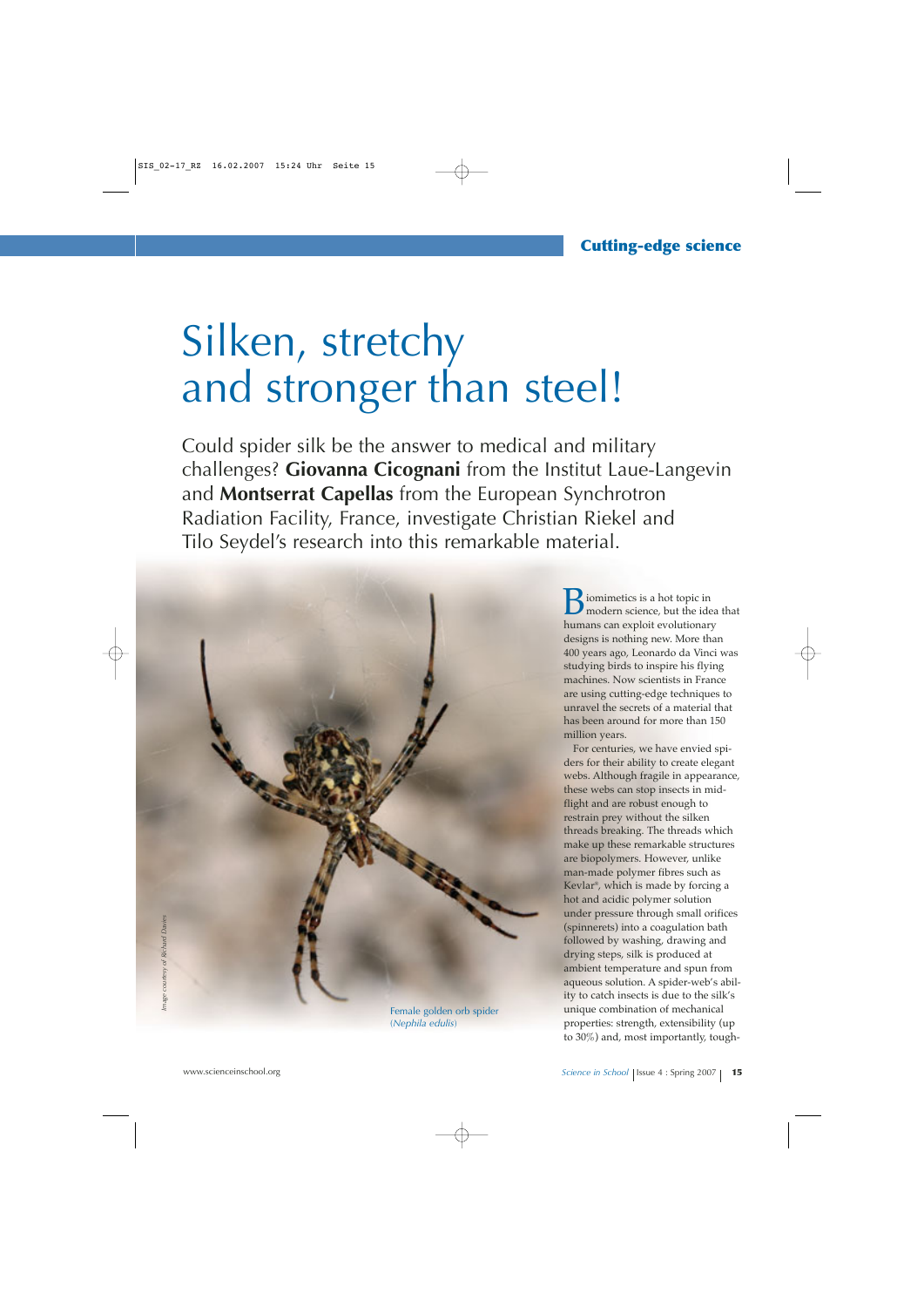Cutting-edge science

# Silken, stretchy and stronger than steel!

Could spider silk be the answer to medical and military challenges? **Giovanna Cicognani** from the Institut Laue-Langevin and **Montserrat Capellas** from the European Synchrotron Radiation Facility, France, investigate Christian Riekel and Tilo Seydel's research into this remarkable material.

Image courtesy of Richard Davies

Female golden orb spider (*Nephila edulis*)

Biomimetics is a hot topic in modern science, but the idea that humans can exploit evolutionary designs is nothing new. More than 400 years ago, Leonardo da Vinci was studying birds to inspire his flying machines. Now scientists in France are using cutting-edge techniques to unravel the secrets of a material that has been around for more than 150 million years.

For centuries, we have envied spiders for their ability to create elegant webs. Although fragile in appearance, these webs can stop insects in mid-flight and are robust enough to restrain prey without the silken threads breaking. The threads which make up these remarkable structures are biopolymers. However, unlike man-made polymer fibres such as Kevlar®, which is made by forcing a hot and acidic polymer solution under pressure through small orifices (spinnerets) into a coagulation bath followed by washing, drawing and drying steps, silk is produced at ambient temperature and spun from aqueous solution. A spider-web's ability to catch insects is due to the silk's unique combination of mechanical properties: strength, extensibility (up to 30%) and, most importantly, tough-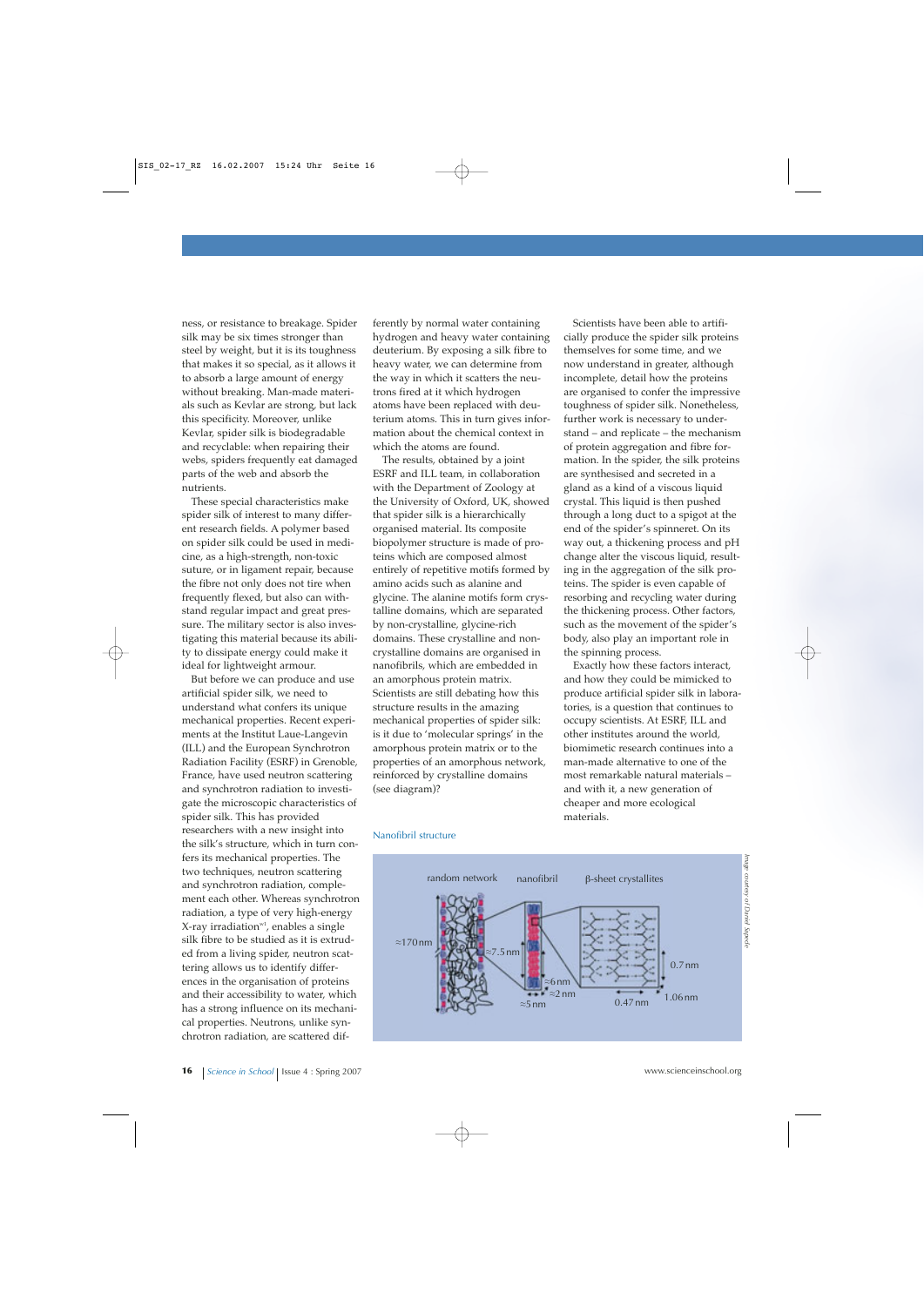ness, or resistance to breakage. Spider silk may be six times stronger than steel by weight, but it is its toughness that makes it so special, as it allows it to absorb a large amount of energy without breaking. Man-made materials such as Kevlar are strong, but lack this specificity. Moreover, unlike Kevlar, spider silk is biodegradable and recyclable: when repairing their webs, spiders frequently eat damaged parts of the web and absorb the nutrients.

These special characteristics make spider silk of interest to many different research fields. A polymer based on spider silk could be used in medicine, as a high-strength, non-toxic suture, or in ligament repair, because the fibre not only does not tire when frequently flexed, but also can withstand regular impact and great pressure. The military sector is also investigating this material because its ability to dissipate energy could make it ideal for lightweight armour.

But before we can produce and use artificial spider silk, we need to understand what confers its unique mechanical properties. Recent experiments at the Institut Laue-Langevin (ILL) and the European Synchrotron Radiation Facility (ESRF) in Grenoble, France, have used neutron scattering and synchrotron radiation to investigate the microscopic characteristics of spider silk. This has provided researchers with a new insight into the silk's structure, which in turn confers its mechanical properties. The two techniques, neutron scattering and synchrotron radiation, complement each other. Whereas synchrotron radiation, a type of very high-energy X-ray irradiation[w1], enables a single silk fibre to be studied as it is extruded from a living spider, neutron scattering allows us to identify differences in the organisation of proteins and their accessibility to water, which has a strong influence on its mechanical properties. Neutrons, unlike synchrotron radiation, are scattered differently by normal water containing hydrogen and heavy water containing deuterium. By exposing a silk fibre to heavy water, we can determine from the way in which it scatters the neutrons fired at it which hydrogen atoms have been replaced with deuterium atoms. This in turn gives information about the chemical context in which the atoms are found.

The results, obtained by a joint ESRF and ILL team, in collaboration with the Department of Zoology at the University of Oxford, UK, showed that spider silk is a hierarchically organised material. Its composite biopolymer structure is made of proteins which are composed almost entirely of repetitive motifs formed by amino acids such as alanine and glycine. The alanine motifs form crystalline domains, which are separated by non-crystalline, glycine-rich domains. These crystalline and non-crystalline domains are organised in nanofibrils, which are embedded in an amorphous protein matrix. Scientists are still debating how this structure results in the amazing mechanical properties of spider silk: is it due to 'molecular springs' in the amorphous protein matrix or to the properties of an amorphous network, reinforced by crystalline domains (see diagram)?

Scientists have been able to artificially produce the spider silk proteins themselves for some time, and we now understand in greater, although incomplete, detail how the proteins are organised to confer the impressive toughness of spider silk. Nonetheless, further work is necessary to understand – and replicate – the mechanism of protein aggregation and fibre formation. In the spider, the silk proteins are synthesised and secreted in a gland as a kind of a viscous liquid crystal. This liquid is then pushed through a long duct to a spigot at the end of the spider's spinneret. On its way out, a thickening process and pH change alter the viscous liquid, resulting in the aggregation of the silk proteins. The spider is even capable of resorbing and recycling water during the thickening process. Other factors, such as the movement of the spider's body, also play an important role in the spinning process.

Exactly how these factors interact, and how they could be mimicked to produce artificial spider silk in laboratories, is a question that continues to occupy scientists. At ESRF, ILL and other institutes around the world, biomimetic research continues into a man-made alternative to one of the most remarkable natural materials – and with it, a new generation of cheaper and more ecological materials.

Nanofibril structure

random network | nanofibril | β-sheet crystallites

≈170 nm, ≈7.5 nm, ≈6 nm, ≈2 nm, ≈5 nm, 0.7 nm, 0.47 nm, 1.06 nm

*Image courtesy of Daniel Sapede*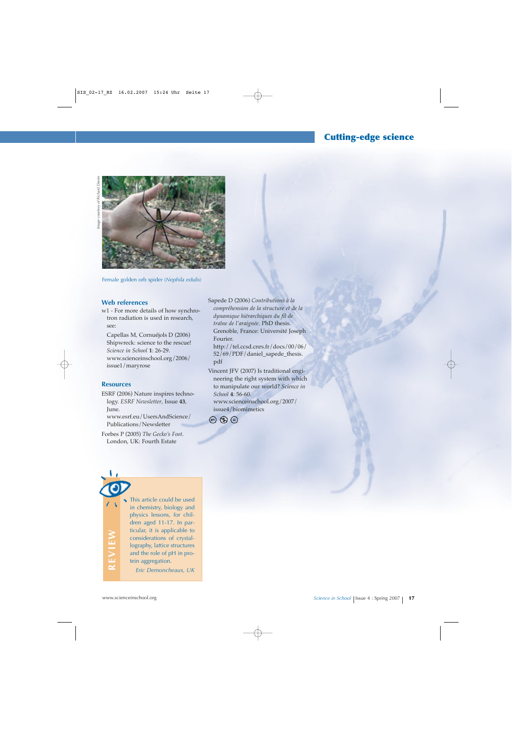Image courtesy of Richard Davies

Female golden orb spider (*Nephila edulis*)

### Web references

w1 - For more details of how synchrotron radiation is used in research, see:

Capellas M, Cornuéjols D (2006) Shipwreck: science to the rescue! *Science in School* **1**: 26-29. www.scienceinschool.org/2006/issue1/maryrose

### Resources

ESRF (2006) Nature inspires technology. *ESRF Newsletter*, Issue **43**, June. www.esrf.eu/UsersAndScience/Publications/Newsletter

Forbes P (2005) *The Gecko's Foot*. London, UK: Fourth Estate

Sapede D (2006) *Contributions à la compréhension de la structure et de la dynamique hiérarchiques du fil de traîne de l'araignée*. PhD thesis. Grenoble, France: Université Joseph Fourier. http://tel.ccsd.cnrs.fr/docs/00/06/52/69/PDF/daniel_sapede_thesis.pdf

Vincent JFV (2007) Is traditional engineering the right system with which to manipulate our world? *Science in School* **4**: 56-60. www.scienceinschool.org/2007/issue4/biomimetics

**REVIEW**

This article could be used in chemistry, biology and physics lessons, for children aged 11-17. In particular, it is applicable to considerations of crystallography, lattice structures and the role of pH in protein aggregation.

*Eric Demoncheaux, UK*